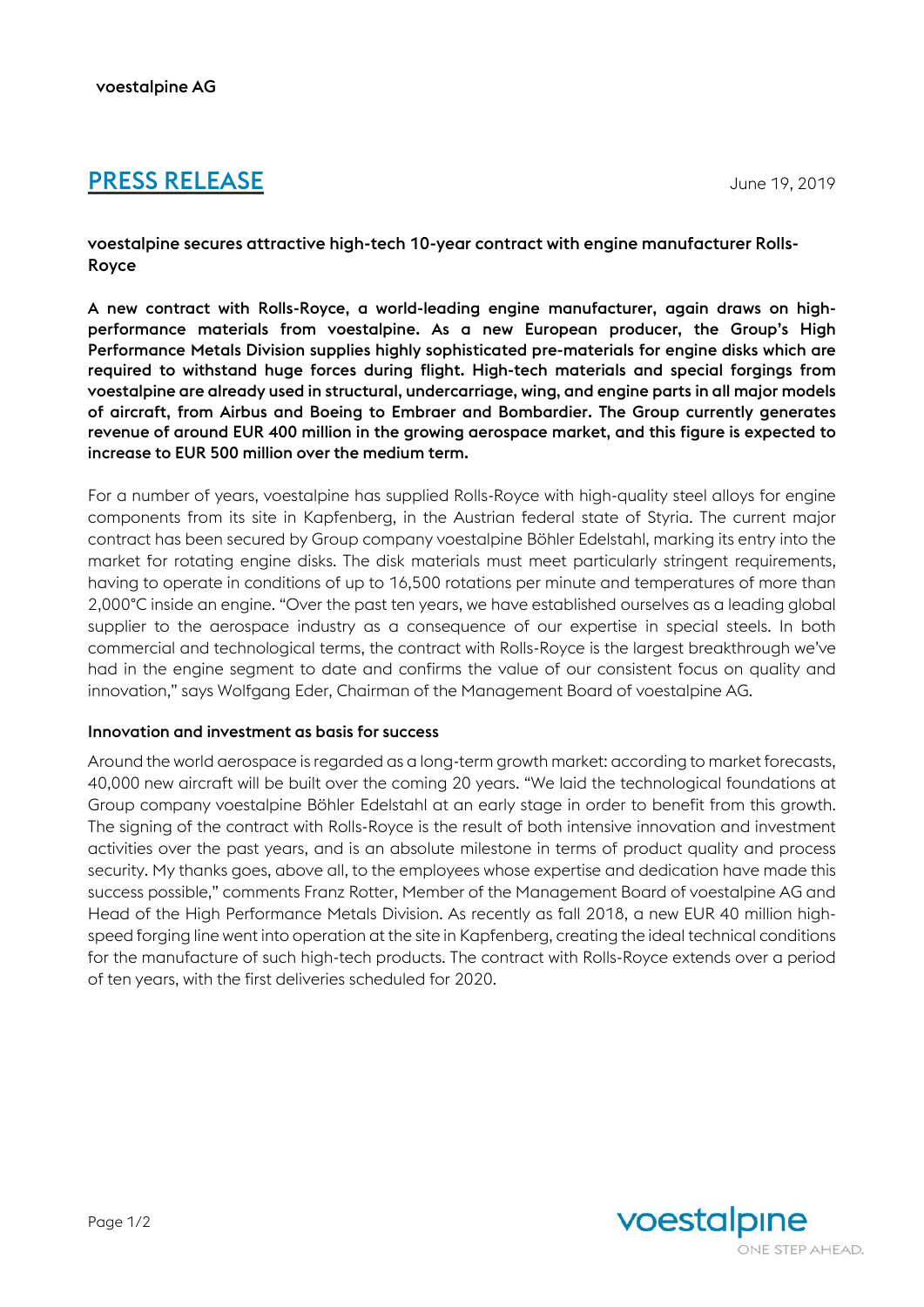voestalpine AG

# PRESS RELEASE

June 19, 2019

**voestalpine secures attractive high-tech 10-year contract with engine manufacturer Rolls-Royce**

**A new contract with Rolls-Royce, a world-leading engine manufacturer, again draws on high-performance materials from voestalpine. As a new European producer, the Group's High Performance Metals Division supplies highly sophisticated pre-materials for engine disks which are required to withstand huge forces during flight. High-tech materials and special forgings from voestalpine are already used in structural, undercarriage, wing, and engine parts in all major models of aircraft, from Airbus and Boeing to Embraer and Bombardier. The Group currently generates revenue of around EUR 400 million in the growing aerospace market, and this figure is expected to increase to EUR 500 million over the medium term.**

For a number of years, voestalpine has supplied Rolls-Royce with high-quality steel alloys for engine components from its site in Kapfenberg, in the Austrian federal state of Styria. The current major contract has been secured by Group company voestalpine Böhler Edelstahl, marking its entry into the market for rotating engine disks. The disk materials must meet particularly stringent requirements, having to operate in conditions of up to 16,500 rotations per minute and temperatures of more than 2,000°C inside an engine. "Over the past ten years, we have established ourselves as a leading global supplier to the aerospace industry as a consequence of our expertise in special steels. In both commercial and technological terms, the contract with Rolls-Royce is the largest breakthrough we've had in the engine segment to date and confirms the value of our consistent focus on quality and innovation," says Wolfgang Eder, Chairman of the Management Board of voestalpine AG.

### Innovation and investment as basis for success

Around the world aerospace is regarded as a long-term growth market: according to market forecasts, 40,000 new aircraft will be built over the coming 20 years. "We laid the technological foundations at Group company voestalpine Böhler Edelstahl at an early stage in order to benefit from this growth. The signing of the contract with Rolls-Royce is the result of both intensive innovation and investment activities over the past years, and is an absolute milestone in terms of product quality and process security. My thanks goes, above all, to the employees whose expertise and dedication have made this success possible," comments Franz Rotter, Member of the Management Board of voestalpine AG and Head of the High Performance Metals Division. As recently as fall 2018, a new EUR 40 million high-speed forging line went into operation at the site in Kapfenberg, creating the ideal technical conditions for the manufacture of such high-tech products. The contract with Rolls-Royce extends over a period of ten years, with the first deliveries scheduled for 2020.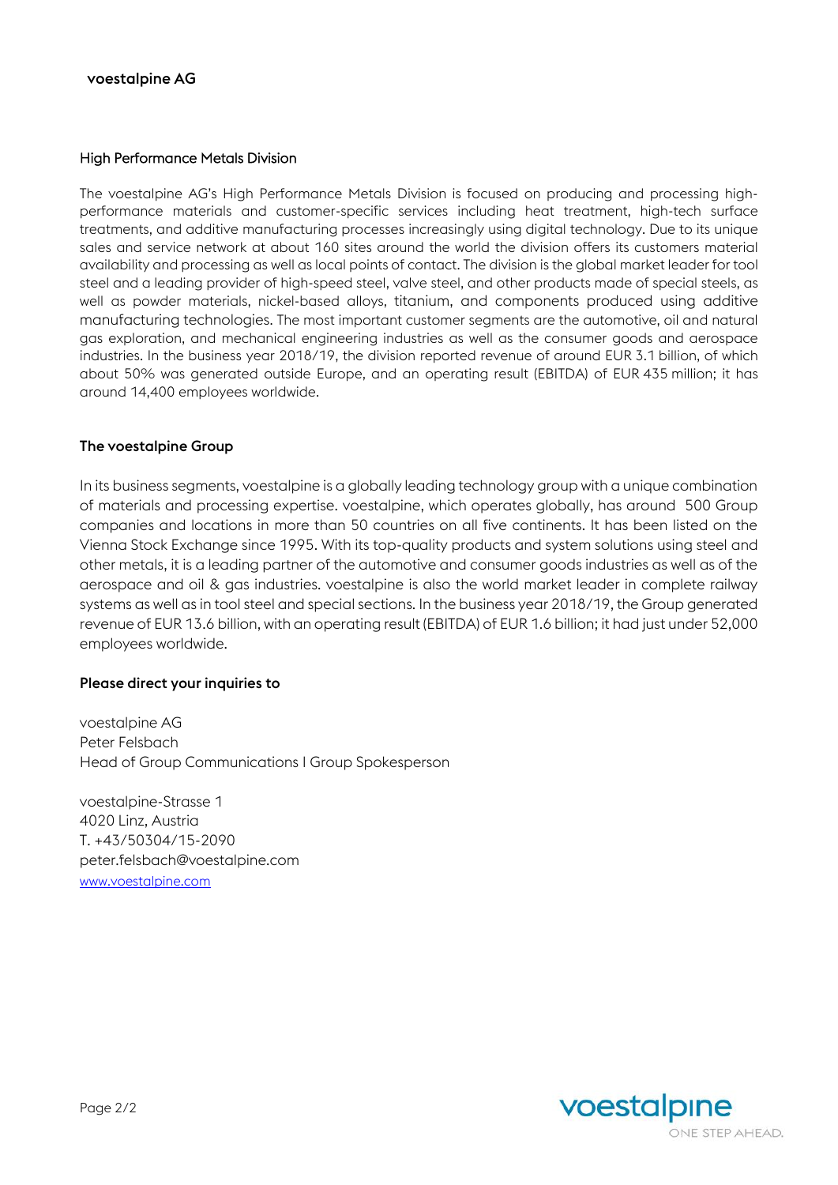## High Performance Metals Division

The voestalpine AG's High Performance Metals Division is focused on producing and processing high-performance materials and customer-specific services including heat treatment, high-tech surface treatments, and additive manufacturing processes increasingly using digital technology. Due to its unique sales and service network at about 160 sites around the world the division offers its customers material availability and processing as well as local points of contact. The division is the global market leader for tool steel and a leading provider of high-speed steel, valve steel, and other products made of special steels, as well as powder materials, nickel-based alloys, titanium, and components produced using additive manufacturing technologies. The most important customer segments are the automotive, oil and natural gas exploration, and mechanical engineering industries as well as the consumer goods and aerospace industries. In the business year 2018/19, the division reported revenue of around EUR 3.1 billion, of which about 50% was generated outside Europe, and an operating result (EBITDA) of EUR 435 million; it has around 14,400 employees worldwide.

## The voestalpine Group

In its business segments, voestalpine is a globally leading technology group with a unique combination of materials and processing expertise. voestalpine, which operates globally, has around 500 Group companies and locations in more than 50 countries on all five continents. It has been listed on the Vienna Stock Exchange since 1995. With its top-quality products and system solutions using steel and other metals, it is a leading partner of the automotive and consumer goods industries as well as of the aerospace and oil & gas industries. voestalpine is also the world market leader in complete railway systems as well as in tool steel and special sections. In the business year 2018/19, the Group generated revenue of EUR 13.6 billion, with an operating result (EBITDA) of EUR 1.6 billion; it had just under 52,000 employees worldwide.

**Please direct your inquiries to**

voestalpine AG
Peter Felsbach
Head of Group Communications I Group Spokesperson

voestalpine-Strasse 1
4020 Linz, Austria
T. +43/50304/15-2090
peter.felsbach@voestalpine.com
www.voestalpine.com